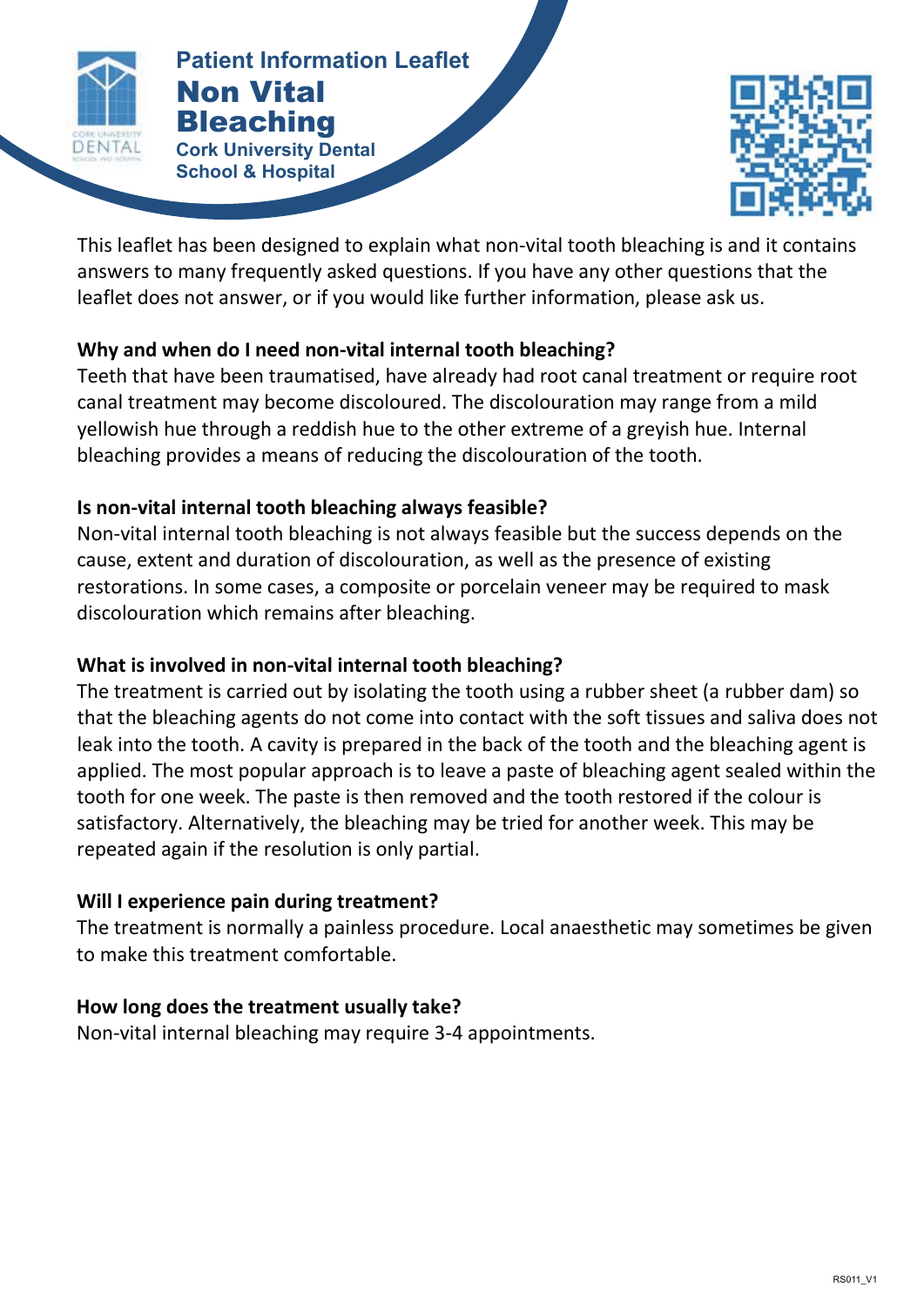Patient Information Leaflet

# Non Vital Bleaching

**Cork University Dental School & Hospital**

This leaflet has been designed to explain what non-vital tooth bleaching is and it contains answers to many frequently asked questions. If you have any other questions that the leaflet does not answer, or if you would like further information, please ask us.

**Why and when do I need non-vital internal tooth bleaching?**

Teeth that have been traumatised, have already had root canal treatment or require root canal treatment may become discoloured. The discolouration may range from a mild yellowish hue through a reddish hue to the other extreme of a greyish hue. Internal bleaching provides a means of reducing the discolouration of the tooth.

**Is non-vital internal tooth bleaching always feasible?**

Non-vital internal tooth bleaching is not always feasible but the success depends on the cause, extent and duration of discolouration, as well as the presence of existing restorations. In some cases, a composite or porcelain veneer may be required to mask discolouration which remains after bleaching.

**What is involved in non-vital internal tooth bleaching?**

The treatment is carried out by isolating the tooth using a rubber sheet (a rubber dam) so that the bleaching agents do not come into contact with the soft tissues and saliva does not leak into the tooth. A cavity is prepared in the back of the tooth and the bleaching agent is applied. The most popular approach is to leave a paste of bleaching agent sealed within the tooth for one week. The paste is then removed and the tooth restored if the colour is satisfactory. Alternatively, the bleaching may be tried for another week. This may be repeated again if the resolution is only partial.

**Will I experience pain during treatment?**

The treatment is normally a painless procedure. Local anaesthetic may sometimes be given to make this treatment comfortable.

**How long does the treatment usually take?**

Non-vital internal bleaching may require 3-4 appointments.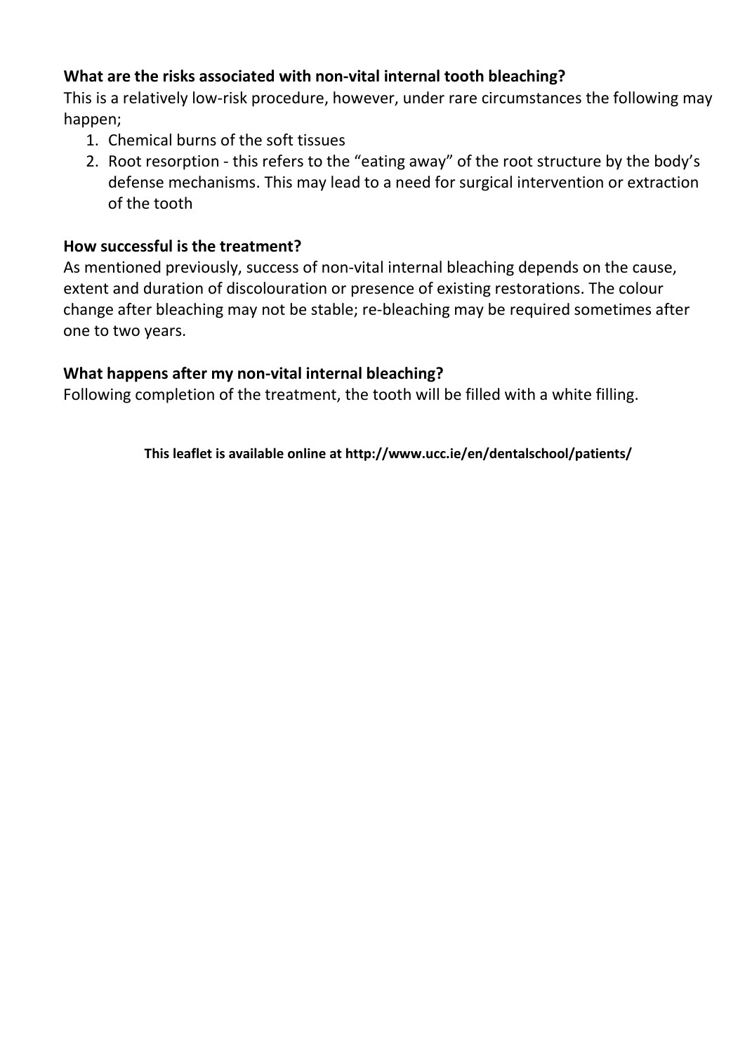### What are the risks associated with non-vital internal tooth bleaching?

This is a relatively low-risk procedure, however, under rare circumstances the following may happen;

1. Chemical burns of the soft tissues
2. Root resorption - this refers to the “eating away” of the root structure by the body’s defense mechanisms. This may lead to a need for surgical intervention or extraction of the tooth

### How successful is the treatment?

As mentioned previously, success of non-vital internal bleaching depends on the cause, extent and duration of discolouration or presence of existing restorations. The colour change after bleaching may not be stable; re-bleaching may be required sometimes after one to two years.

### What happens after my non-vital internal bleaching?

Following completion of the treatment, the tooth will be filled with a white filling.

**This leaflet is available online at http://www.ucc.ie/en/dentalschool/patients/**